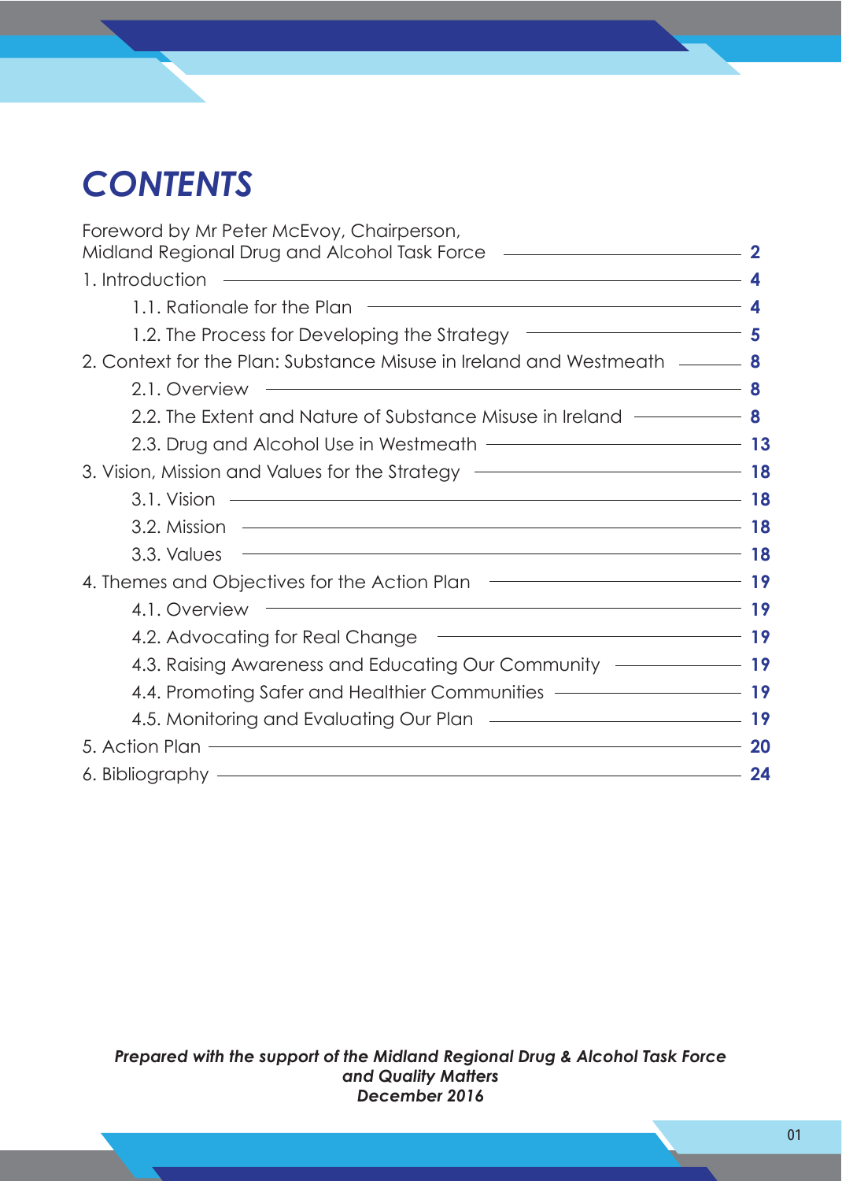# CONTENTS

| | |
|---|---|
| Foreword by Mr Peter McEvoy, Chairperson, Midland Regional Drug and Alcohol Task Force | 2 |
| 1. Introduction | 4 |
| 1.1. Rationale for the Plan | 4 |
| 1.2. The Process for Developing the Strategy | 5 |
| 2. Context for the Plan: Substance Misuse in Ireland and Westmeath | 8 |
| 2.1. Overview | 8 |
| 2.2. The Extent and Nature of Substance Misuse in Ireland | 8 |
| 2.3. Drug and Alcohol Use in Westmeath | 13 |
| 3. Vision, Mission and Values for the Strategy | 18 |
| 3.1. Vision | 18 |
| 3.2. Mission | 18 |
| 3.3. Values | 18 |
| 4. Themes and Objectives for the Action Plan | 19 |
| 4.1. Overview | 19 |
| 4.2. Advocating for Real Change | 19 |
| 4.3. Raising Awareness and Educating Our Community | 19 |
| 4.4. Promoting Safer and Healthier Communities | 19 |
| 4.5. Monitoring and Evaluating Our Plan | 19 |
| 5. Action Plan | 20 |
| 6. Bibliography | 24 |

***Prepared with the support of the Midland Regional Drug & Alcohol Task Force and Quality Matters December 2016***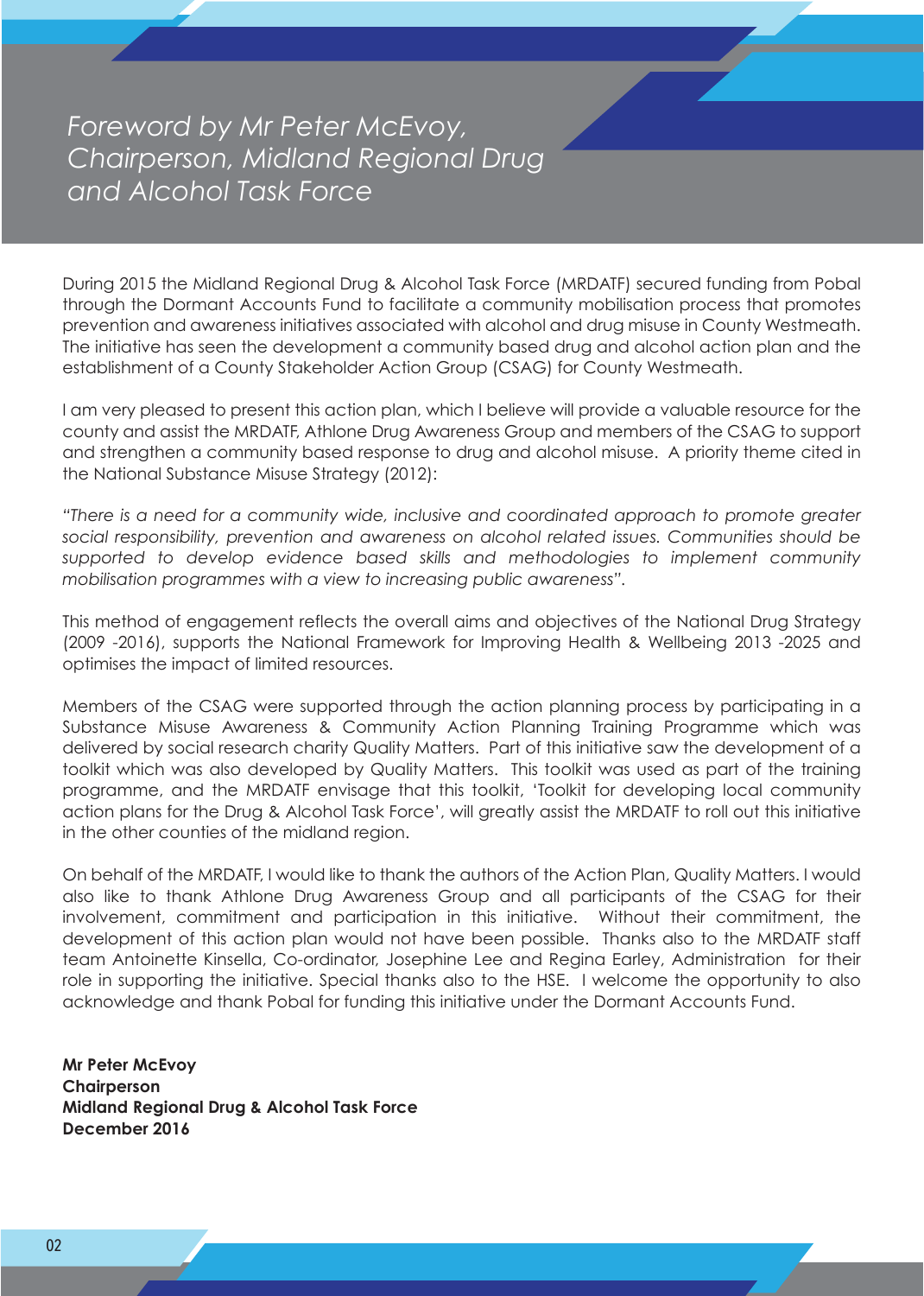# *Foreword by Mr Peter McEvoy, Chairperson, Midland Regional Drug and Alcohol Task Force*

During 2015 the Midland Regional Drug & Alcohol Task Force (MRDATF) secured funding from Pobal through the Dormant Accounts Fund to facilitate a community mobilisation process that promotes prevention and awareness initiatives associated with alcohol and drug misuse in County Westmeath. The initiative has seen the development a community based drug and alcohol action plan and the establishment of a County Stakeholder Action Group (CSAG) for County Westmeath.

I am very pleased to present this action plan, which I believe will provide a valuable resource for the county and assist the MRDATF, Athlone Drug Awareness Group and members of the CSAG to support and strengthen a community based response to drug and alcohol misuse. A priority theme cited in the National Substance Misuse Strategy (2012):

*"There is a need for a community wide, inclusive and coordinated approach to promote greater social responsibility, prevention and awareness on alcohol related issues. Communities should be supported to develop evidence based skills and methodologies to implement community mobilisation programmes with a view to increasing public awareness".*

This method of engagement reflects the overall aims and objectives of the National Drug Strategy (2009 -2016), supports the National Framework for Improving Health & Wellbeing 2013 -2025 and optimises the impact of limited resources.

Members of the CSAG were supported through the action planning process by participating in a Substance Misuse Awareness & Community Action Planning Training Programme which was delivered by social research charity Quality Matters. Part of this initiative saw the development of a toolkit which was also developed by Quality Matters. This toolkit was used as part of the training programme, and the MRDATF envisage that this toolkit, 'Toolkit for developing local community action plans for the Drug & Alcohol Task Force', will greatly assist the MRDATF to roll out this initiative in the other counties of the midland region.

On behalf of the MRDATF, I would like to thank the authors of the Action Plan, Quality Matters. I would also like to thank Athlone Drug Awareness Group and all participants of the CSAG for their involvement, commitment and participation in this initiative. Without their commitment, the development of this action plan would not have been possible. Thanks also to the MRDATF staff team Antoinette Kinsella, Co-ordinator, Josephine Lee and Regina Earley, Administration for their role in supporting the initiative. Special thanks also to the HSE. I welcome the opportunity to also acknowledge and thank Pobal for funding this initiative under the Dormant Accounts Fund.

**Mr Peter McEvoy**
**Chairperson**
**Midland Regional Drug & Alcohol Task Force**
**December 2016**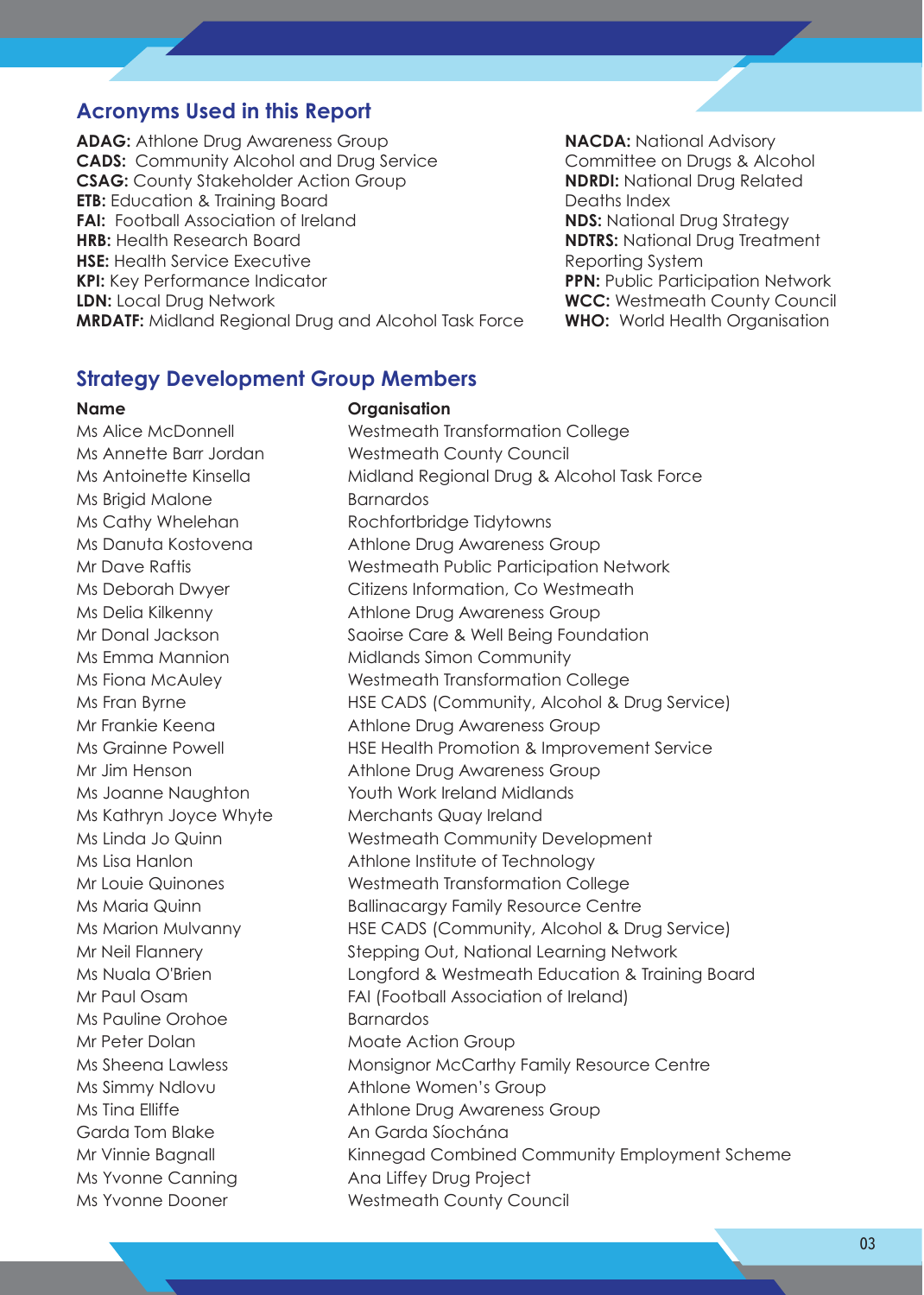## Acronyms Used in this Report

**ADAG:** Athlone Drug Awareness Group
**CADS:** Community Alcohol and Drug Service
**CSAG:** County Stakeholder Action Group
**ETB:** Education & Training Board
**FAI:** Football Association of Ireland
**HRB:** Health Research Board
**HSE:** Health Service Executive
**KPI:** Key Performance Indicator
**LDN:** Local Drug Network
**MRDATF:** Midland Regional Drug and Alcohol Task Force
**NACDA:** National Advisory Committee on Drugs & Alcohol
**NDRDI:** National Drug Related Deaths Index
**NDS:** National Drug Strategy
**NDTRS:** National Drug Treatment Reporting System
**PPN:** Public Participation Network
**WCC:** Westmeath County Council
**WHO:** World Health Organisation

## Strategy Development Group Members

| Name | Organisation |
|---|---|
| Ms Alice McDonnell | Westmeath Transformation College |
| Ms Annette Barr Jordan | Westmeath County Council |
| Ms Antoinette Kinsella | Midland Regional Drug & Alcohol Task Force |
| Ms Brigid Malone | Barnardos |
| Ms Cathy Whelehan | Rochfortbridge Tidytowns |
| Ms Danuta Kostovena | Athlone Drug Awareness Group |
| Mr Dave Raftis | Westmeath Public Participation Network |
| Ms Deborah Dwyer | Citizens Information, Co Westmeath |
| Ms Delia Kilkenny | Athlone Drug Awareness Group |
| Mr Donal Jackson | Saoirse Care & Well Being Foundation |
| Ms Emma Mannion | Midlands Simon Community |
| Ms Fiona McAuley | Westmeath Transformation College |
| Ms Fran Byrne | HSE CADS (Community, Alcohol & Drug Service) |
| Mr Frankie Keena | Athlone Drug Awareness Group |
| Ms Grainne Powell | HSE Health Promotion & Improvement Service |
| Mr Jim Henson | Athlone Drug Awareness Group |
| Ms Joanne Naughton | Youth Work Ireland Midlands |
| Ms Kathryn Joyce Whyte | Merchants Quay Ireland |
| Ms Linda Jo Quinn | Westmeath Community Development |
| Ms Lisa Hanlon | Athlone Institute of Technology |
| Mr Louie Quinones | Westmeath Transformation College |
| Ms Maria Quinn | Ballinacargy Family Resource Centre |
| Ms Marion Mulvanny | HSE CADS (Community, Alcohol & Drug Service) |
| Mr Neil Flannery | Stepping Out, National Learning Network |
| Ms Nuala O'Brien | Longford & Westmeath Education & Training Board |
| Mr Paul Osam | FAI (Football Association of Ireland) |
| Ms Pauline Orohoe | Barnardos |
| Mr Peter Dolan | Moate Action Group |
| Ms Sheena Lawless | Monsignor McCarthy Family Resource Centre |
| Ms Simmy Ndlovu | Athlone Women's Group |
| Ms Tina Elliffe | Athlone Drug Awareness Group |
| Garda Tom Blake | An Garda Síochána |
| Mr Vinnie Bagnall | Kinnegad Combined Community Employment Scheme |
| Ms Yvonne Canning | Ana Liffey Drug Project |
| Ms Yvonne Dooner | Westmeath County Council |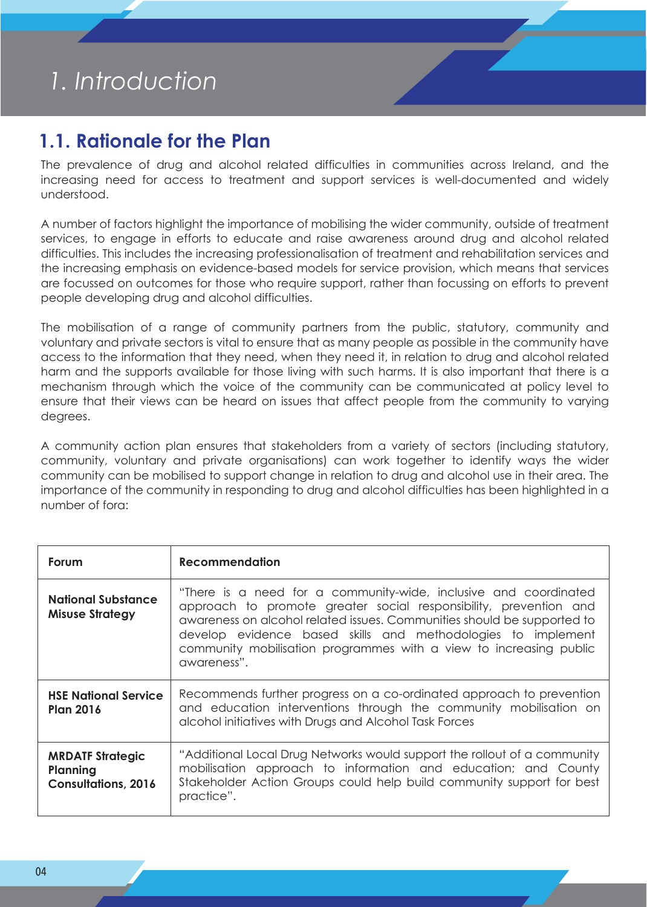# 1. Introduction

## 1.1. Rationale for the Plan

The prevalence of drug and alcohol related difficulties in communities across Ireland, and the increasing need for access to treatment and support services is well-documented and widely understood.

A number of factors highlight the importance of mobilising the wider community, outside of treatment services, to engage in efforts to educate and raise awareness around drug and alcohol related difficulties. This includes the increasing professionalisation of treatment and rehabilitation services and the increasing emphasis on evidence-based models for service provision, which means that services are focussed on outcomes for those who require support, rather than focussing on efforts to prevent people developing drug and alcohol difficulties.

The mobilisation of a range of community partners from the public, statutory, community and voluntary and private sectors is vital to ensure that as many people as possible in the community have access to the information that they need, when they need it, in relation to drug and alcohol related harm and the supports available for those living with such harms. It is also important that there is a mechanism through which the voice of the community can be communicated at policy level to ensure that their views can be heard on issues that affect people from the community to varying degrees.

A community action plan ensures that stakeholders from a variety of sectors (including statutory, community, voluntary and private organisations) can work together to identify ways the wider community can be mobilised to support change in relation to drug and alcohol use in their area. The importance of the community in responding to drug and alcohol difficulties has been highlighted in a number of fora:

| Forum | Recommendation |
|---|---|
| **National Substance Misuse Strategy** | "There is a need for a community-wide, inclusive and coordinated approach to promote greater social responsibility, prevention and awareness on alcohol related issues. Communities should be supported to develop evidence based skills and methodologies to implement community mobilisation programmes with a view to increasing public awareness". |
| **HSE National Service Plan 2016** | Recommends further progress on a co-ordinated approach to prevention and education interventions through the community mobilisation on alcohol initiatives with Drugs and Alcohol Task Forces |
| **MRDATF Strategic Planning Consultations, 2016** | "Additional Local Drug Networks would support the rollout of a community mobilisation approach to information and education; and County Stakeholder Action Groups could help build community support for best practice". |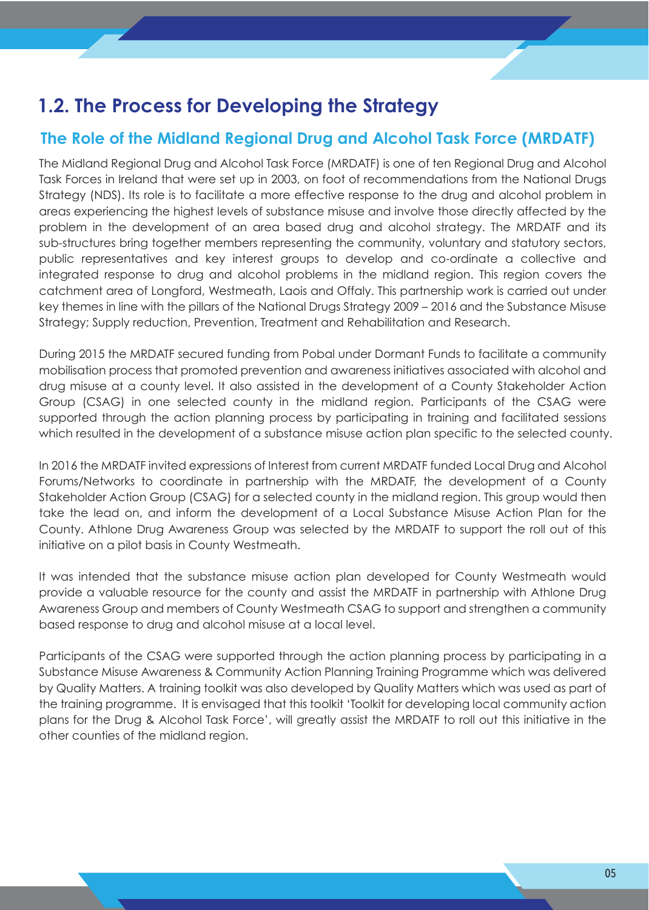## 1.2. The Process for Developing the Strategy

### The Role of the Midland Regional Drug and Alcohol Task Force (MRDATF)

The Midland Regional Drug and Alcohol Task Force (MRDATF) is one of ten Regional Drug and Alcohol Task Forces in Ireland that were set up in 2003, on foot of recommendations from the National Drugs Strategy (NDS). Its role is to facilitate a more effective response to the drug and alcohol problem in areas experiencing the highest levels of substance misuse and involve those directly affected by the problem in the development of an area based drug and alcohol strategy. The MRDATF and its sub-structures bring together members representing the community, voluntary and statutory sectors, public representatives and key interest groups to develop and co-ordinate a collective and integrated response to drug and alcohol problems in the midland region. This region covers the catchment area of Longford, Westmeath, Laois and Offaly. This partnership work is carried out under key themes in line with the pillars of the National Drugs Strategy 2009 – 2016 and the Substance Misuse Strategy; Supply reduction, Prevention, Treatment and Rehabilitation and Research.

During 2015 the MRDATF secured funding from Pobal under Dormant Funds to facilitate a community mobilisation process that promoted prevention and awareness initiatives associated with alcohol and drug misuse at a county level. It also assisted in the development of a County Stakeholder Action Group (CSAG) in one selected county in the midland region. Participants of the CSAG were supported through the action planning process by participating in training and facilitated sessions which resulted in the development of a substance misuse action plan specific to the selected county.

In 2016 the MRDATF invited expressions of Interest from current MRDATF funded Local Drug and Alcohol Forums/Networks to coordinate in partnership with the MRDATF, the development of a County Stakeholder Action Group (CSAG) for a selected county in the midland region. This group would then take the lead on, and inform the development of a Local Substance Misuse Action Plan for the County. Athlone Drug Awareness Group was selected by the MRDATF to support the roll out of this initiative on a pilot basis in County Westmeath.

It was intended that the substance misuse action plan developed for County Westmeath would provide a valuable resource for the county and assist the MRDATF in partnership with Athlone Drug Awareness Group and members of County Westmeath CSAG to support and strengthen a community based response to drug and alcohol misuse at a local level.

Participants of the CSAG were supported through the action planning process by participating in a Substance Misuse Awareness & Community Action Planning Training Programme which was delivered by Quality Matters. A training toolkit was also developed by Quality Matters which was used as part of the training programme. It is envisaged that this toolkit 'Toolkit for developing local community action plans for the Drug & Alcohol Task Force', will greatly assist the MRDATF to roll out this initiative in the other counties of the midland region.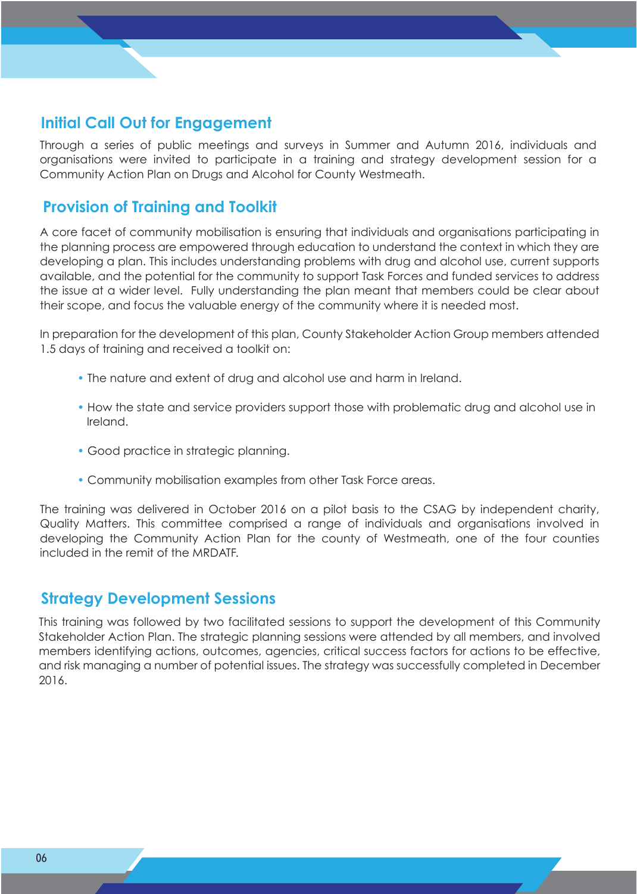## Initial Call Out for Engagement

Through a series of public meetings and surveys in Summer and Autumn 2016, individuals and organisations were invited to participate in a training and strategy development session for a Community Action Plan on Drugs and Alcohol for County Westmeath.

## Provision of Training and Toolkit

A core facet of community mobilisation is ensuring that individuals and organisations participating in the planning process are empowered through education to understand the context in which they are developing a plan. This includes understanding problems with drug and alcohol use, current supports available, and the potential for the community to support Task Forces and funded services to address the issue at a wider level. Fully understanding the plan meant that members could be clear about their scope, and focus the valuable energy of the community where it is needed most.

In preparation for the development of this plan, County Stakeholder Action Group members attended 1.5 days of training and received a toolkit on:

- The nature and extent of drug and alcohol use and harm in Ireland.
- How the state and service providers support those with problematic drug and alcohol use in Ireland.
- Good practice in strategic planning.
- Community mobilisation examples from other Task Force areas.

The training was delivered in October 2016 on a pilot basis to the CSAG by independent charity, Quality Matters. This committee comprised a range of individuals and organisations involved in developing the Community Action Plan for the county of Westmeath, one of the four counties included in the remit of the MRDATF.

## Strategy Development Sessions

This training was followed by two facilitated sessions to support the development of this Community Stakeholder Action Plan. The strategic planning sessions were attended by all members, and involved members identifying actions, outcomes, agencies, critical success factors for actions to be effective, and risk managing a number of potential issues. The strategy was successfully completed in December 2016.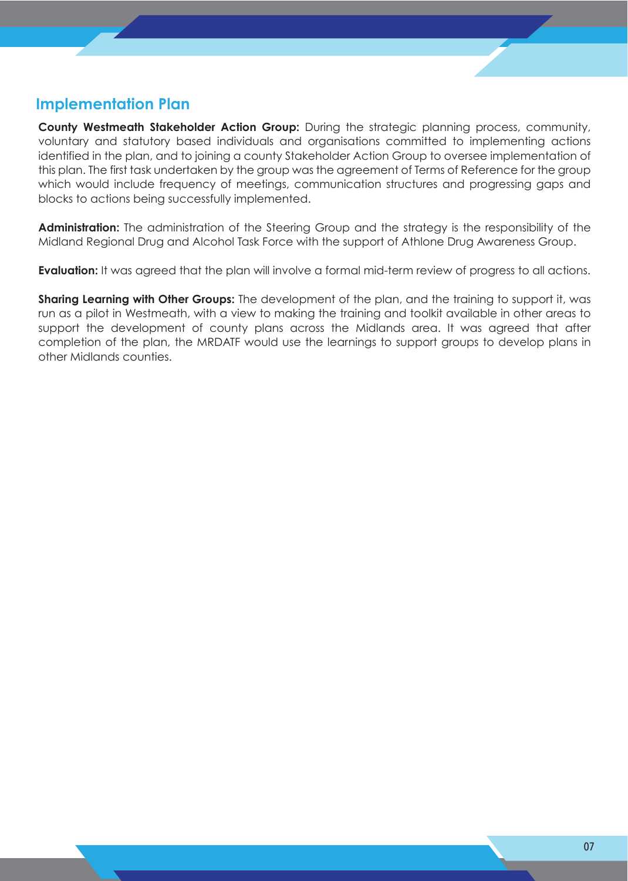## Implementation Plan

**County Westmeath Stakeholder Action Group:** During the strategic planning process, community, voluntary and statutory based individuals and organisations committed to implementing actions identified in the plan, and to joining a county Stakeholder Action Group to oversee implementation of this plan. The first task undertaken by the group was the agreement of Terms of Reference for the group which would include frequency of meetings, communication structures and progressing gaps and blocks to actions being successfully implemented.

**Administration:** The administration of the Steering Group and the strategy is the responsibility of the Midland Regional Drug and Alcohol Task Force with the support of Athlone Drug Awareness Group.

**Evaluation:** It was agreed that the plan will involve a formal mid-term review of progress to all actions.

**Sharing Learning with Other Groups:** The development of the plan, and the training to support it, was run as a pilot in Westmeath, with a view to making the training and toolkit available in other areas to support the development of county plans across the Midlands area. It was agreed that after completion of the plan, the MRDATF would use the learnings to support groups to develop plans in other Midlands counties.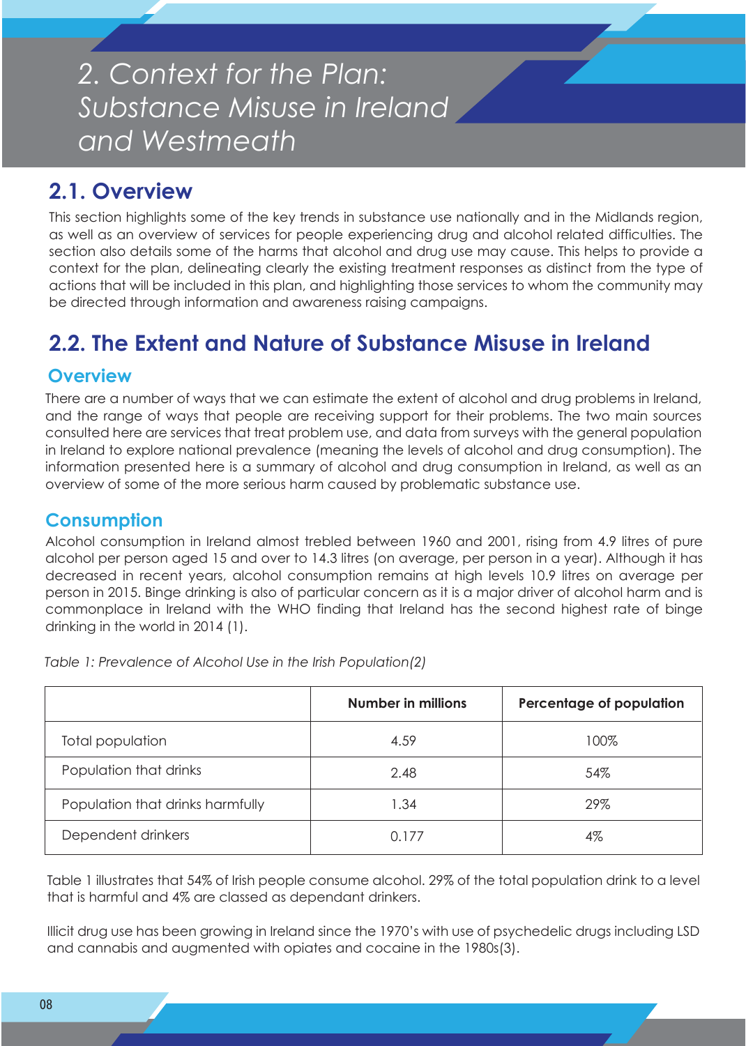# 2. Context for the Plan: Substance Misuse in Ireland and Westmeath

## 2.1. Overview

This section highlights some of the key trends in substance use nationally and in the Midlands region, as well as an overview of services for people experiencing drug and alcohol related difficulties. The section also details some of the harms that alcohol and drug use may cause. This helps to provide a context for the plan, delineating clearly the existing treatment responses as distinct from the type of actions that will be included in this plan, and highlighting those services to whom the community may be directed through information and awareness raising campaigns.

## 2.2. The Extent and Nature of Substance Misuse in Ireland

### Overview

There are a number of ways that we can estimate the extent of alcohol and drug problems in Ireland, and the range of ways that people are receiving support for their problems. The two main sources consulted here are services that treat problem use, and data from surveys with the general population in Ireland to explore national prevalence (meaning the levels of alcohol and drug consumption). The information presented here is a summary of alcohol and drug consumption in Ireland, as well as an overview of some of the more serious harm caused by problematic substance use.

### Consumption

Alcohol consumption in Ireland almost trebled between 1960 and 2001, rising from 4.9 litres of pure alcohol per person aged 15 and over to 14.3 litres (on average, per person in a year). Although it has decreased in recent years, alcohol consumption remains at high levels 10.9 litres on average per person in 2015. Binge drinking is also of particular concern as it is a major driver of alcohol harm and is commonplace in Ireland with the WHO finding that Ireland has the second highest rate of binge drinking in the world in 2014 (1).

*Table 1: Prevalence of Alcohol Use in the Irish Population(2)*

| | Number in millions | Percentage of population |
|---|---|---|
| Total population | 4.59 | 100% |
| Population that drinks | 2.48 | 54% |
| Population that drinks harmfully | 1.34 | 29% |
| Dependent drinkers | 0.177 | 4% |

Table 1 illustrates that 54% of Irish people consume alcohol. 29% of the total population drink to a level that is harmful and 4% are classed as dependant drinkers.

Illicit drug use has been growing in Ireland since the 1970's with use of psychedelic drugs including LSD and cannabis and augmented with opiates and cocaine in the 1980s(3).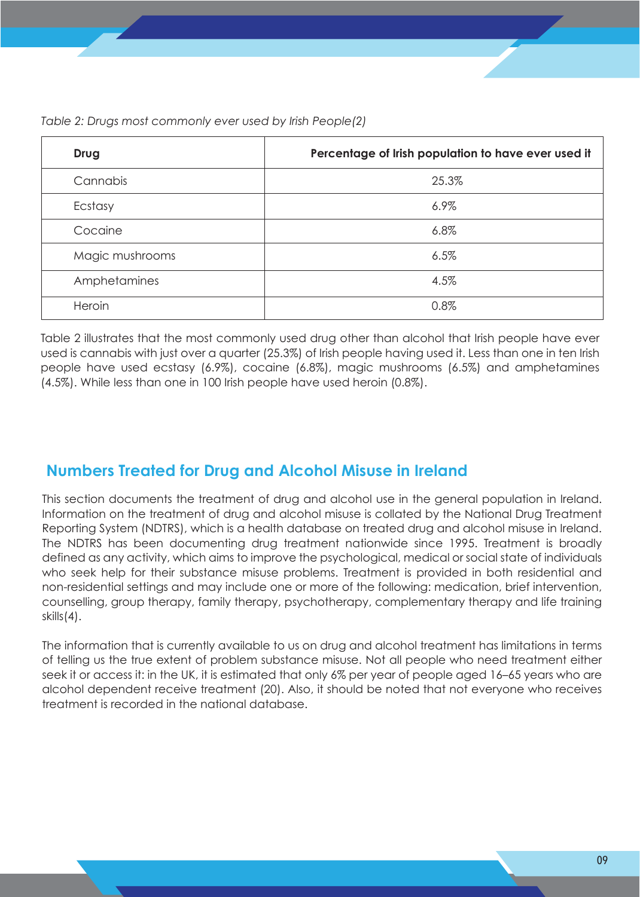*Table 2: Drugs most commonly ever used by Irish People(2)*

| Drug | Percentage of Irish population to have ever used it |
|---|---|
| Cannabis | 25.3% |
| Ecstasy | 6.9% |
| Cocaine | 6.8% |
| Magic mushrooms | 6.5% |
| Amphetamines | 4.5% |
| Heroin | 0.8% |

Table 2 illustrates that the most commonly used drug other than alcohol that Irish people have ever used is cannabis with just over a quarter (25.3%) of Irish people having used it. Less than one in ten Irish people have used ecstasy (6.9%), cocaine (6.8%), magic mushrooms (6.5%) and amphetamines (4.5%). While less than one in 100 Irish people have used heroin (0.8%).

## Numbers Treated for Drug and Alcohol Misuse in Ireland

This section documents the treatment of drug and alcohol use in the general population in Ireland. Information on the treatment of drug and alcohol misuse is collated by the National Drug Treatment Reporting System (NDTRS), which is a health database on treated drug and alcohol misuse in Ireland. The NDTRS has been documenting drug treatment nationwide since 1995. Treatment is broadly defined as any activity, which aims to improve the psychological, medical or social state of individuals who seek help for their substance misuse problems. Treatment is provided in both residential and non-residential settings and may include one or more of the following: medication, brief intervention, counselling, group therapy, family therapy, psychotherapy, complementary therapy and life training skills(4).

The information that is currently available to us on drug and alcohol treatment has limitations in terms of telling us the true extent of problem substance misuse. Not all people who need treatment either seek it or access it: in the UK, it is estimated that only 6% per year of people aged 16–65 years who are alcohol dependent receive treatment (20). Also, it should be noted that not everyone who receives treatment is recorded in the national database.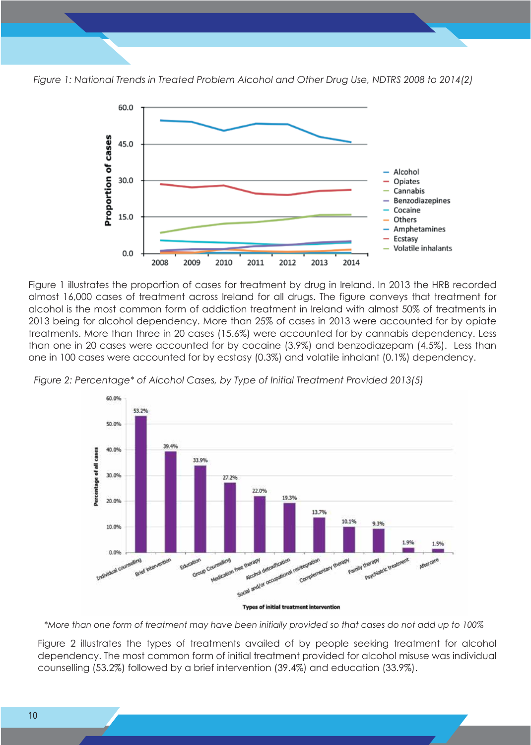*Figure 1: National Trends in Treated Problem Alcohol and Other Drug Use, NDTRS 2008 to 2014(2)*

Figure 1 illustrates the proportion of cases for treatment by drug in Ireland. In 2013 the HRB recorded almost 16,000 cases of treatment across Ireland for all drugs. The figure conveys that treatment for alcohol is the most common form of addiction treatment in Ireland with almost 50% of treatments in 2013 being for alcohol dependency. More than 25% of cases in 2013 were accounted for by opiate treatments. More than three in 20 cases (15.6%) were accounted for by cannabis dependency. Less than one in 20 cases were accounted for by cocaine (3.9%) and benzodiazepam (4.5%). Less than one in 100 cases were accounted for by ecstasy (0.3%) and volatile inhalant (0.1%) dependency.

*Figure 2: Percentage* of Alcohol Cases, by Type of Initial Treatment Provided 2013(5)*

*More than one form of treatment may have been initially provided so that cases do not add up to 100%*

Figure 2 illustrates the types of treatments availed of by people seeking treatment for alcohol dependency. The most common form of initial treatment provided for alcohol misuse was individual counselling (53.2%) followed by a brief intervention (39.4%) and education (33.9%).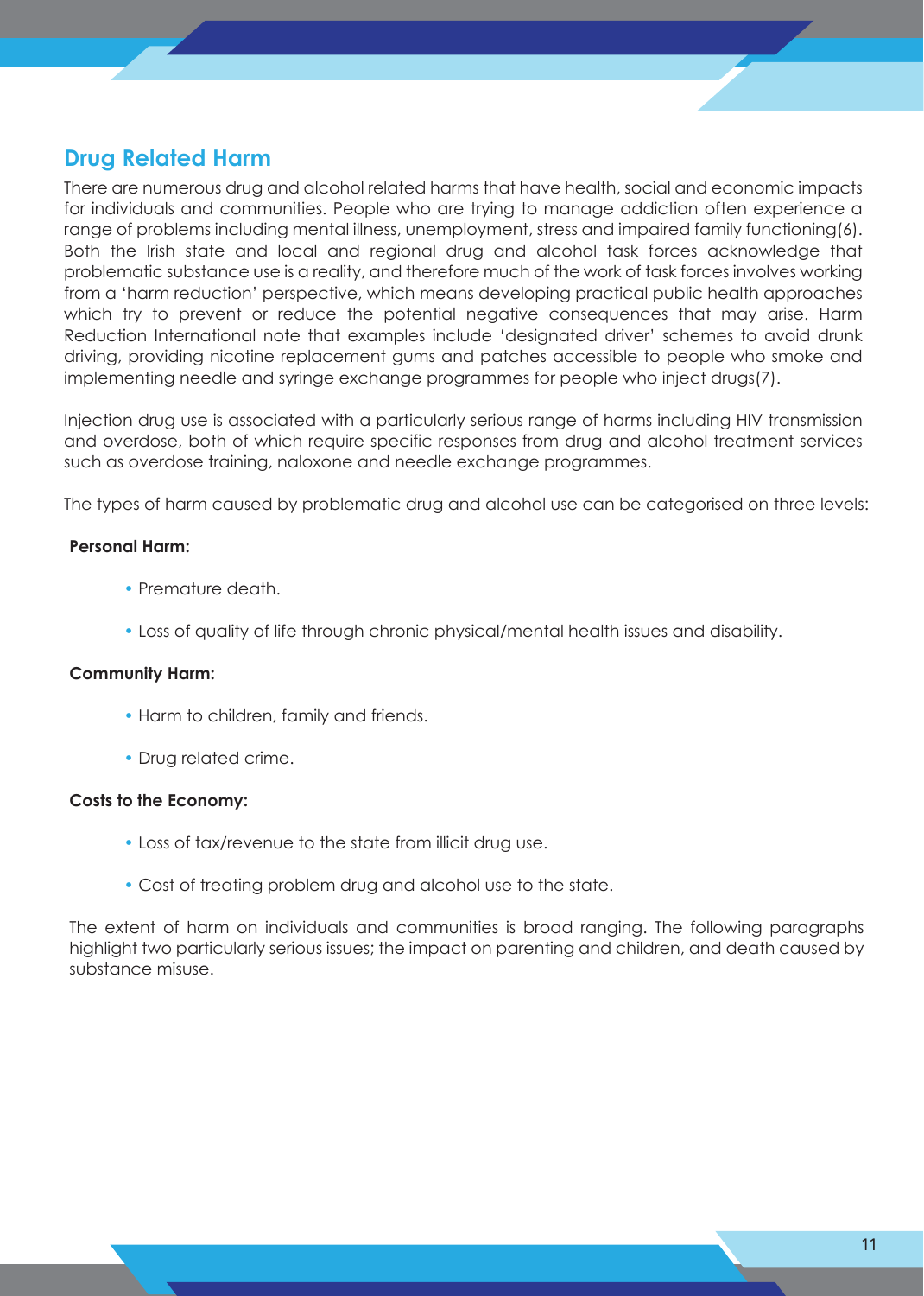## Drug Related Harm

There are numerous drug and alcohol related harms that have health, social and economic impacts for individuals and communities. People who are trying to manage addiction often experience a range of problems including mental illness, unemployment, stress and impaired family functioning(6). Both the Irish state and local and regional drug and alcohol task forces acknowledge that problematic substance use is a reality, and therefore much of the work of task forces involves working from a 'harm reduction' perspective, which means developing practical public health approaches which try to prevent or reduce the potential negative consequences that may arise. Harm Reduction International note that examples include 'designated driver' schemes to avoid drunk driving, providing nicotine replacement gums and patches accessible to people who smoke and implementing needle and syringe exchange programmes for people who inject drugs(7).

Injection drug use is associated with a particularly serious range of harms including HIV transmission and overdose, both of which require specific responses from drug and alcohol treatment services such as overdose training, naloxone and needle exchange programmes.

The types of harm caused by problematic drug and alcohol use can be categorised on three levels:

**Personal Harm:**

- Premature death.
- Loss of quality of life through chronic physical/mental health issues and disability.

**Community Harm:**

- Harm to children, family and friends.
- Drug related crime.

**Costs to the Economy:**

- Loss of tax/revenue to the state from illicit drug use.
- Cost of treating problem drug and alcohol use to the state.

The extent of harm on individuals and communities is broad ranging. The following paragraphs highlight two particularly serious issues; the impact on parenting and children, and death caused by substance misuse.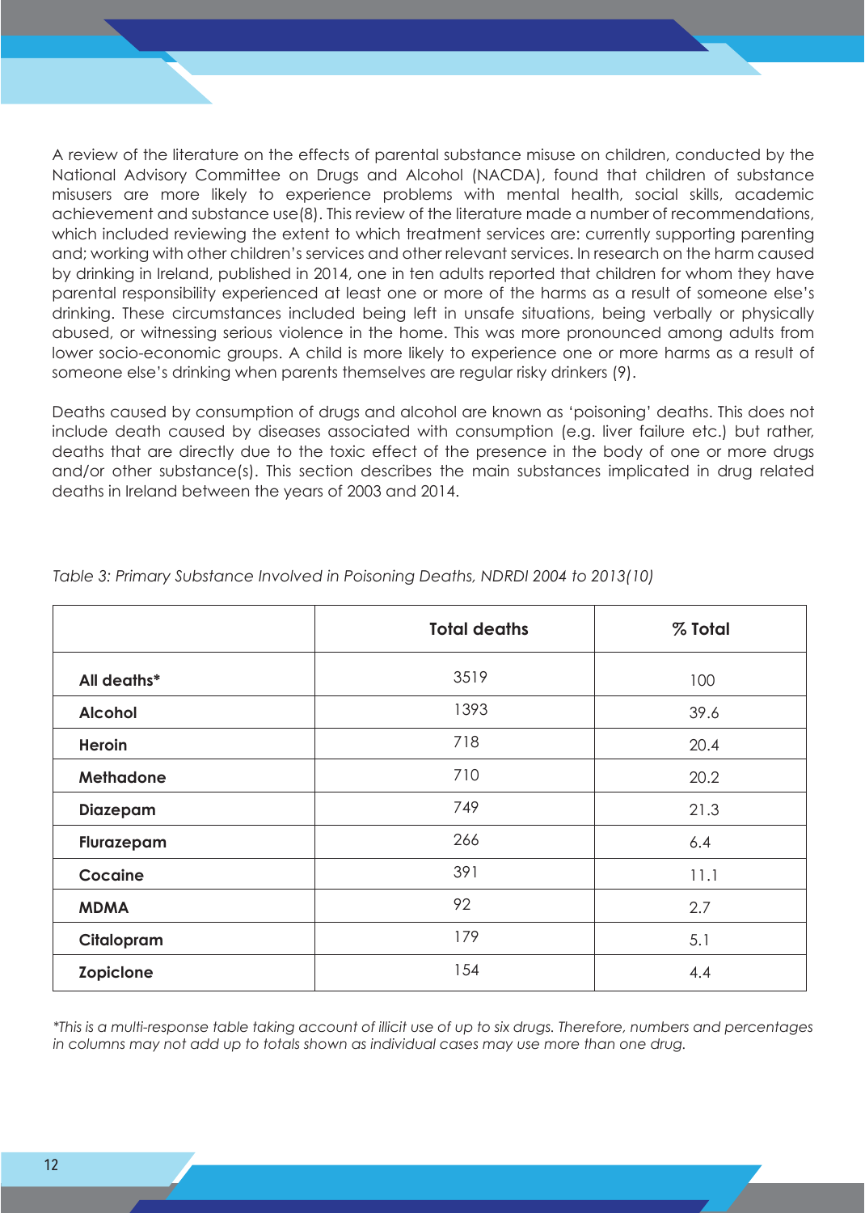A review of the literature on the effects of parental substance misuse on children, conducted by the National Advisory Committee on Drugs and Alcohol (NACDA), found that children of substance misusers are more likely to experience problems with mental health, social skills, academic achievement and substance use(8). This review of the literature made a number of recommendations, which included reviewing the extent to which treatment services are: currently supporting parenting and; working with other children's services and other relevant services. In research on the harm caused by drinking in Ireland, published in 2014, one in ten adults reported that children for whom they have parental responsibility experienced at least one or more of the harms as a result of someone else's drinking. These circumstances included being left in unsafe situations, being verbally or physically abused, or witnessing serious violence in the home. This was more pronounced among adults from lower socio-economic groups. A child is more likely to experience one or more harms as a result of someone else's drinking when parents themselves are regular risky drinkers (9).

Deaths caused by consumption of drugs and alcohol are known as 'poisoning' deaths. This does not include death caused by diseases associated with consumption (e.g. liver failure etc.) but rather, deaths that are directly due to the toxic effect of the presence in the body of one or more drugs and/or other substance(s). This section describes the main substances implicated in drug related deaths in Ireland between the years of 2003 and 2014.

*Table 3: Primary Substance Involved in Poisoning Deaths, NDRDI 2004 to 2013(10)*

| | Total deaths | % Total |
|---|---|---|
| **All deaths*** | 3519 | 100 |
| **Alcohol** | 1393 | 39.6 |
| **Heroin** | 718 | 20.4 |
| **Methadone** | 710 | 20.2 |
| **Diazepam** | 749 | 21.3 |
| **Flurazepam** | 266 | 6.4 |
| **Cocaine** | 391 | 11.1 |
| **MDMA** | 92 | 2.7 |
| **Citalopram** | 179 | 5.1 |
| **Zopiclone** | 154 | 4.4 |

*\*This is a multi-response table taking account of illicit use of up to six drugs. Therefore, numbers and percentages in columns may not add up to totals shown as individual cases may use more than one drug.*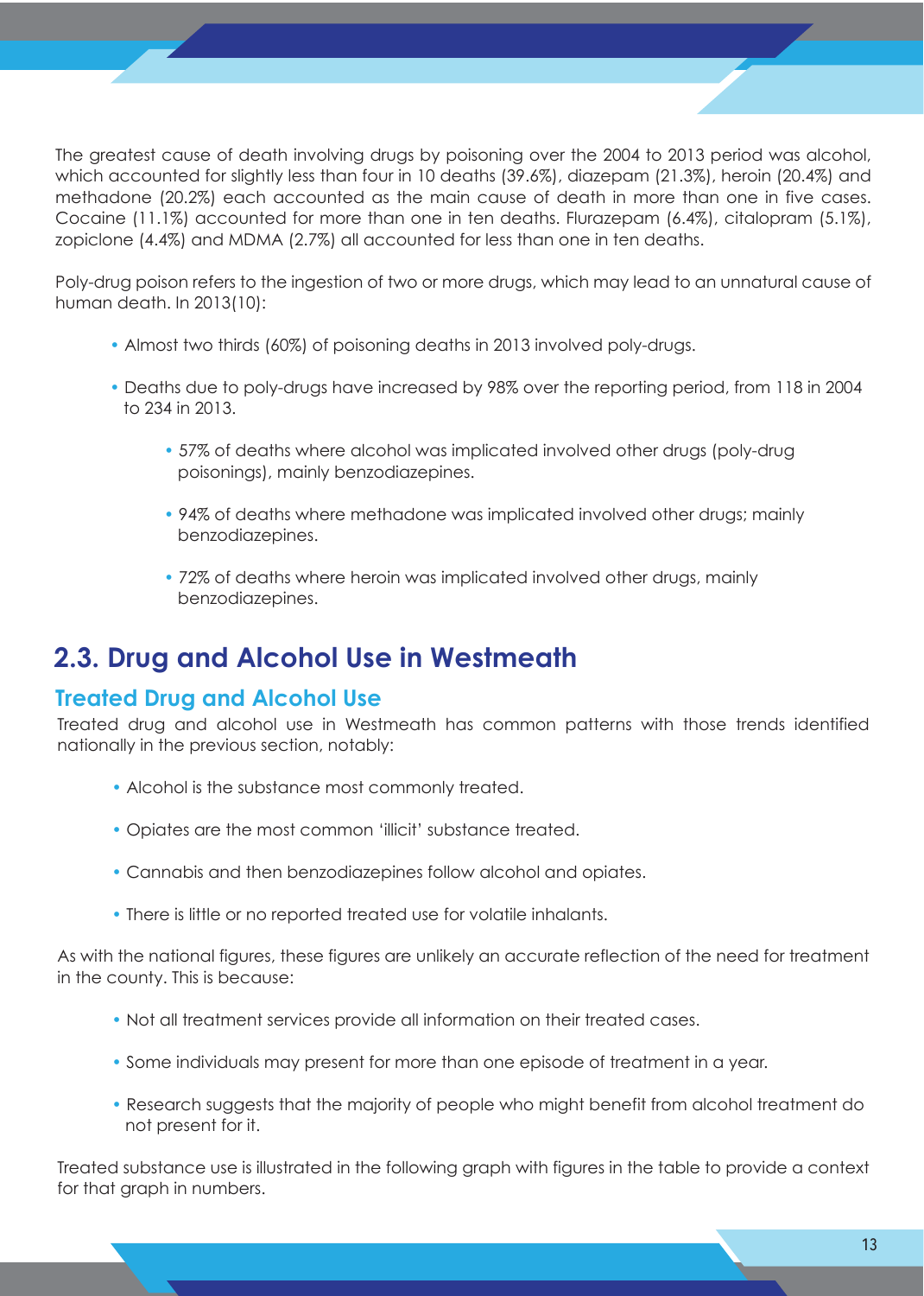The greatest cause of death involving drugs by poisoning over the 2004 to 2013 period was alcohol, which accounted for slightly less than four in 10 deaths (39.6%), diazepam (21.3%), heroin (20.4%) and methadone (20.2%) each accounted as the main cause of death in more than one in five cases. Cocaine (11.1%) accounted for more than one in ten deaths. Flurazepam (6.4%), citalopram (5.1%), zopiclone (4.4%) and MDMA (2.7%) all accounted for less than one in ten deaths.

Poly-drug poison refers to the ingestion of two or more drugs, which may lead to an unnatural cause of human death. In 2013(10):

- Almost two thirds (60%) of poisoning deaths in 2013 involved poly-drugs.
- Deaths due to poly-drugs have increased by 98% over the reporting period, from 118 in 2004 to 234 in 2013.
  - 57% of deaths where alcohol was implicated involved other drugs (poly-drug poisonings), mainly benzodiazepines.
  - 94% of deaths where methadone was implicated involved other drugs; mainly benzodiazepines.
  - 72% of deaths where heroin was implicated involved other drugs, mainly benzodiazepines.

## 2.3. Drug and Alcohol Use in Westmeath

### Treated Drug and Alcohol Use

Treated drug and alcohol use in Westmeath has common patterns with those trends identified nationally in the previous section, notably:

- Alcohol is the substance most commonly treated.
- Opiates are the most common 'illicit' substance treated.
- Cannabis and then benzodiazepines follow alcohol and opiates.
- There is little or no reported treated use for volatile inhalants.

As with the national figures, these figures are unlikely an accurate reflection of the need for treatment in the county. This is because:

- Not all treatment services provide all information on their treated cases.
- Some individuals may present for more than one episode of treatment in a year.
- Research suggests that the majority of people who might benefit from alcohol treatment do not present for it.

Treated substance use is illustrated in the following graph with figures in the table to provide a context for that graph in numbers.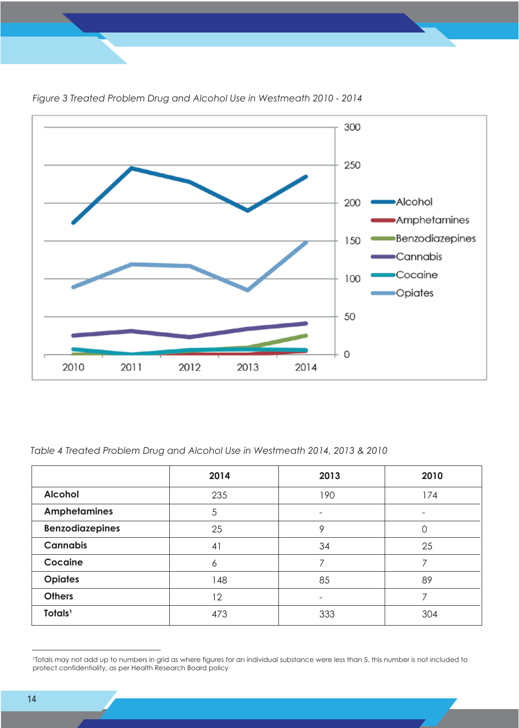*Figure 3 Treated Problem Drug and Alcohol Use in Westmeath 2010 - 2014*

*Table 4 Treated Problem Drug and Alcohol Use in Westmeath 2014, 2013 & 2010*

| | 2014 | 2013 | 2010 |
|---|---|---|---|
| **Alcohol** | 235 | 190 | 174 |
| **Amphetamines** | 5 | - | - |
| **Benzodiazepines** | 25 | 9 | 0 |
| **Cannabis** | 41 | 34 | 25 |
| **Cocaine** | 6 | 7 | 7 |
| **Opiates** | 148 | 85 | 89 |
| **Others** | 12 | - | 7 |
| **Totals[1]** | 473 | 333 | 304 |

[1]Totals may not add up to numbers in grid as where figures for an individual substance were less than 5, this number is not included to protect confidentiality, as per Health Research Board policy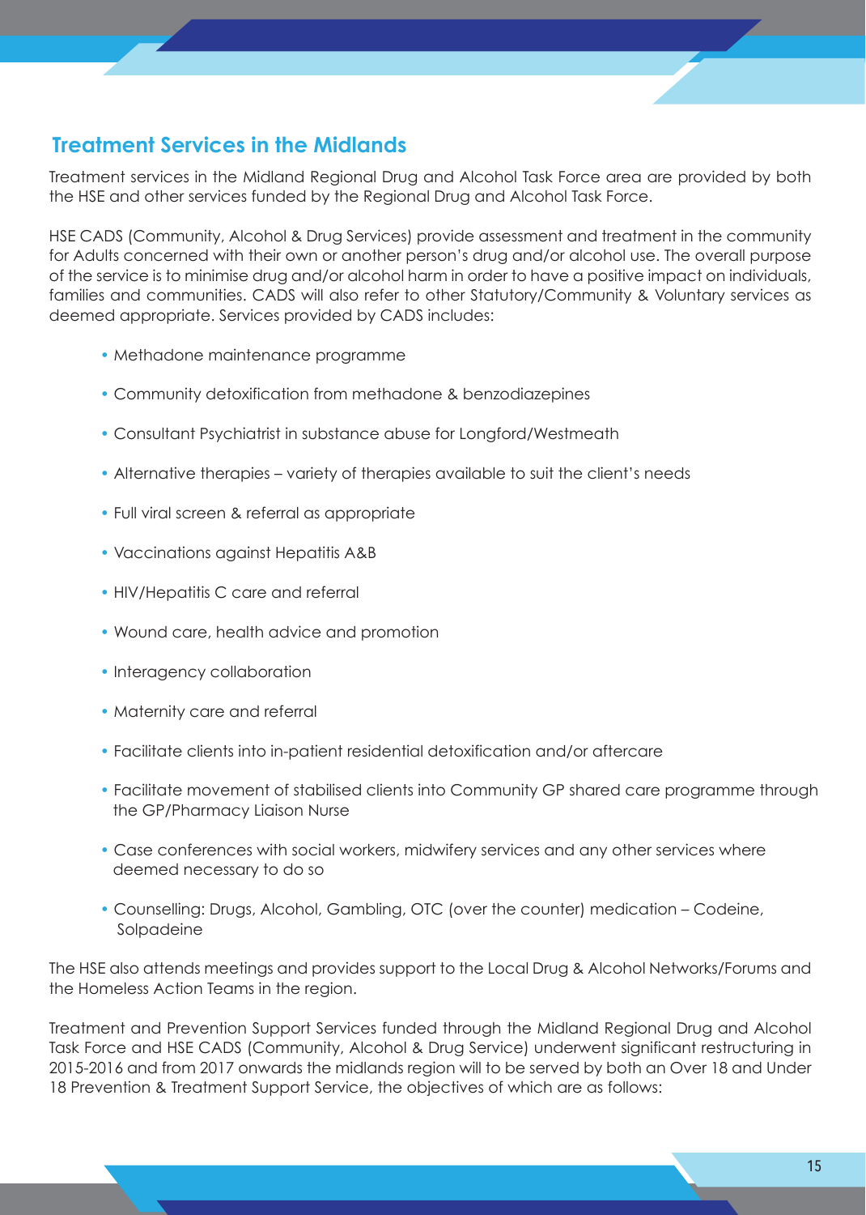## Treatment Services in the Midlands

Treatment services in the Midland Regional Drug and Alcohol Task Force area are provided by both the HSE and other services funded by the Regional Drug and Alcohol Task Force.

HSE CADS (Community, Alcohol & Drug Services) provide assessment and treatment in the community for Adults concerned with their own or another person's drug and/or alcohol use. The overall purpose of the service is to minimise drug and/or alcohol harm in order to have a positive impact on individuals, families and communities. CADS will also refer to other Statutory/Community & Voluntary services as deemed appropriate. Services provided by CADS includes:

- Methadone maintenance programme
- Community detoxification from methadone & benzodiazepines
- Consultant Psychiatrist in substance abuse for Longford/Westmeath
- Alternative therapies – variety of therapies available to suit the client's needs
- Full viral screen & referral as appropriate
- Vaccinations against Hepatitis A&B
- HIV/Hepatitis C care and referral
- Wound care, health advice and promotion
- Interagency collaboration
- Maternity care and referral
- Facilitate clients into in-patient residential detoxification and/or aftercare
- Facilitate movement of stabilised clients into Community GP shared care programme through the GP/Pharmacy Liaison Nurse
- Case conferences with social workers, midwifery services and any other services where deemed necessary to do so
- Counselling: Drugs, Alcohol, Gambling, OTC (over the counter) medication – Codeine, Solpadeine

The HSE also attends meetings and provides support to the Local Drug & Alcohol Networks/Forums and the Homeless Action Teams in the region.

Treatment and Prevention Support Services funded through the Midland Regional Drug and Alcohol Task Force and HSE CADS (Community, Alcohol & Drug Service) underwent significant restructuring in 2015-2016 and from 2017 onwards the midlands region will to be served by both an Over 18 and Under 18 Prevention & Treatment Support Service, the objectives of which are as follows: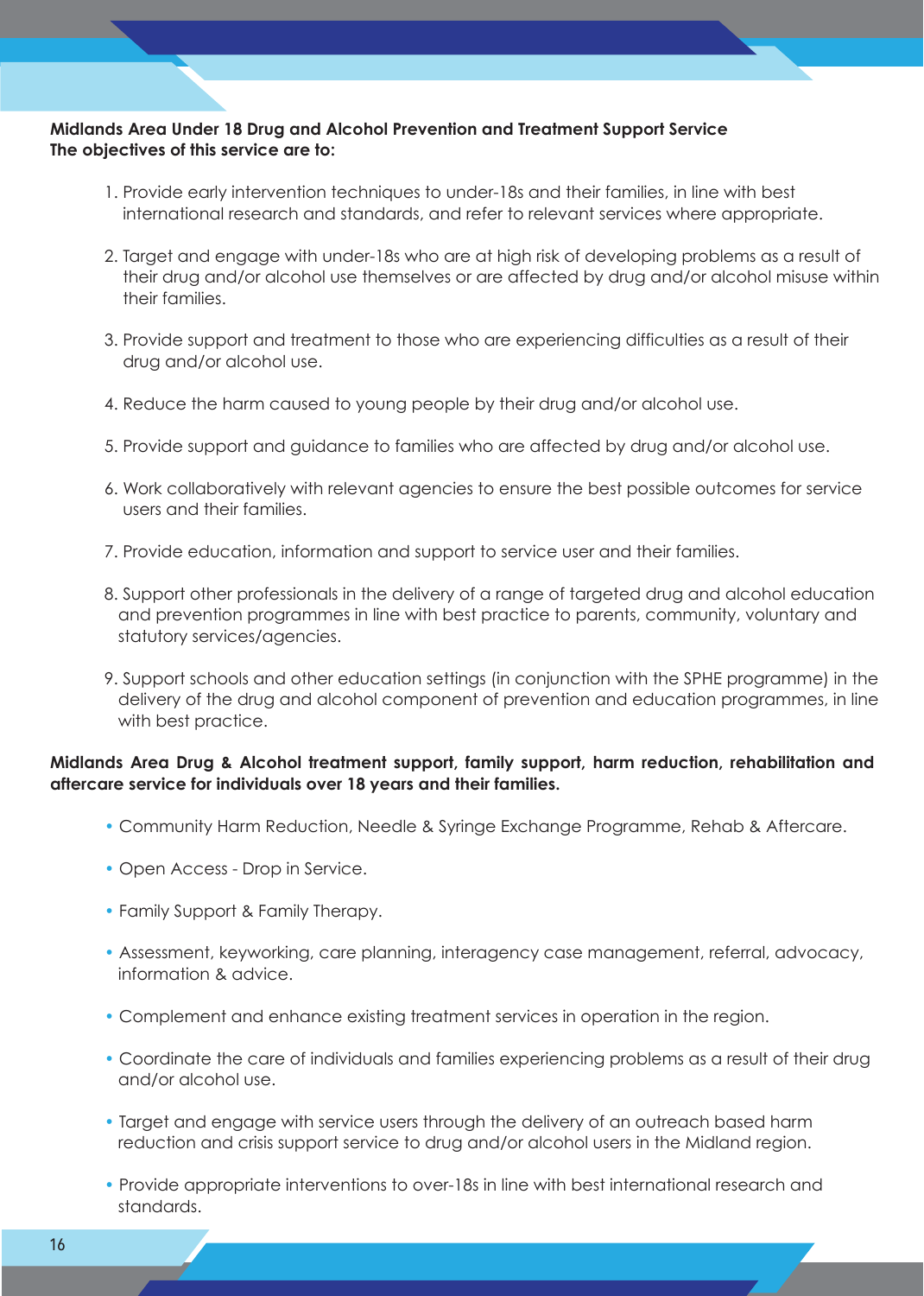**Midlands Area Under 18 Drug and Alcohol Prevention and Treatment Support Service**
**The objectives of this service are to:**

1. Provide early intervention techniques to under-18s and their families, in line with best international research and standards, and refer to relevant services where appropriate.

2. Target and engage with under-18s who are at high risk of developing problems as a result of their drug and/or alcohol use themselves or are affected by drug and/or alcohol misuse within their families.

3. Provide support and treatment to those who are experiencing difficulties as a result of their drug and/or alcohol use.

4. Reduce the harm caused to young people by their drug and/or alcohol use.

5. Provide support and guidance to families who are affected by drug and/or alcohol use.

6. Work collaboratively with relevant agencies to ensure the best possible outcomes for service users and their families.

7. Provide education, information and support to service user and their families.

8. Support other professionals in the delivery of a range of targeted drug and alcohol education and prevention programmes in line with best practice to parents, community, voluntary and statutory services/agencies.

9. Support schools and other education settings (in conjunction with the SPHE programme) in the delivery of the drug and alcohol component of prevention and education programmes, in line with best practice.

**Midlands Area Drug & Alcohol treatment support, family support, harm reduction, rehabilitation and aftercare service for individuals over 18 years and their families.**

- Community Harm Reduction, Needle & Syringe Exchange Programme, Rehab & Aftercare.

- Open Access - Drop in Service.

- Family Support & Family Therapy.

- Assessment, keyworking, care planning, interagency case management, referral, advocacy, information & advice.

- Complement and enhance existing treatment services in operation in the region.

- Coordinate the care of individuals and families experiencing problems as a result of their drug and/or alcohol use.

- Target and engage with service users through the delivery of an outreach based harm reduction and crisis support service to drug and/or alcohol users in the Midland region.

- Provide appropriate interventions to over-18s in line with best international research and standards.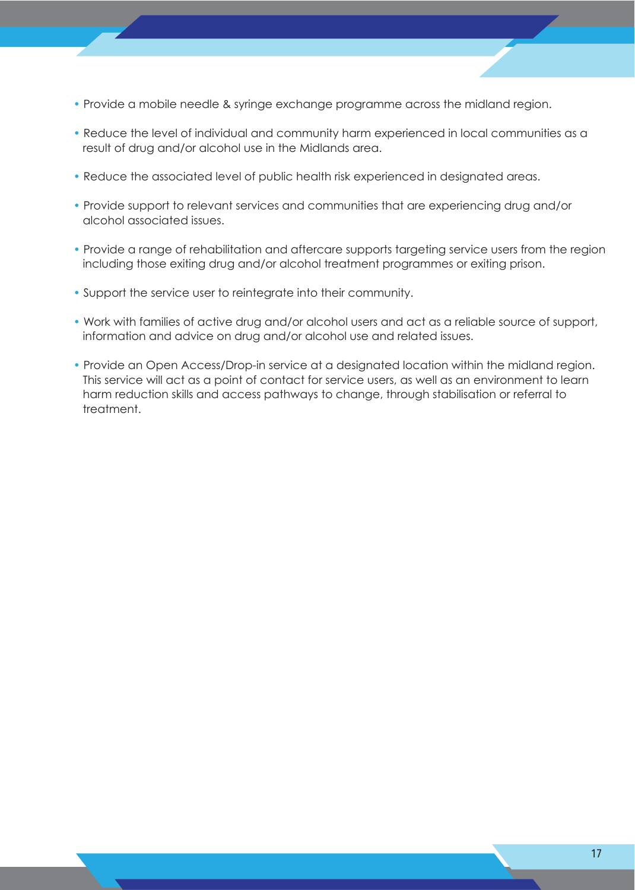- Provide a mobile needle & syringe exchange programme across the midland region.
- Reduce the level of individual and community harm experienced in local communities as a result of drug and/or alcohol use in the Midlands area.
- Reduce the associated level of public health risk experienced in designated areas.
- Provide support to relevant services and communities that are experiencing drug and/or alcohol associated issues.
- Provide a range of rehabilitation and aftercare supports targeting service users from the region including those exiting drug and/or alcohol treatment programmes or exiting prison.
- Support the service user to reintegrate into their community.
- Work with families of active drug and/or alcohol users and act as a reliable source of support, information and advice on drug and/or alcohol use and related issues.
- Provide an Open Access/Drop-in service at a designated location within the midland region. This service will act as a point of contact for service users, as well as an environment to learn harm reduction skills and access pathways to change, through stabilisation or referral to treatment.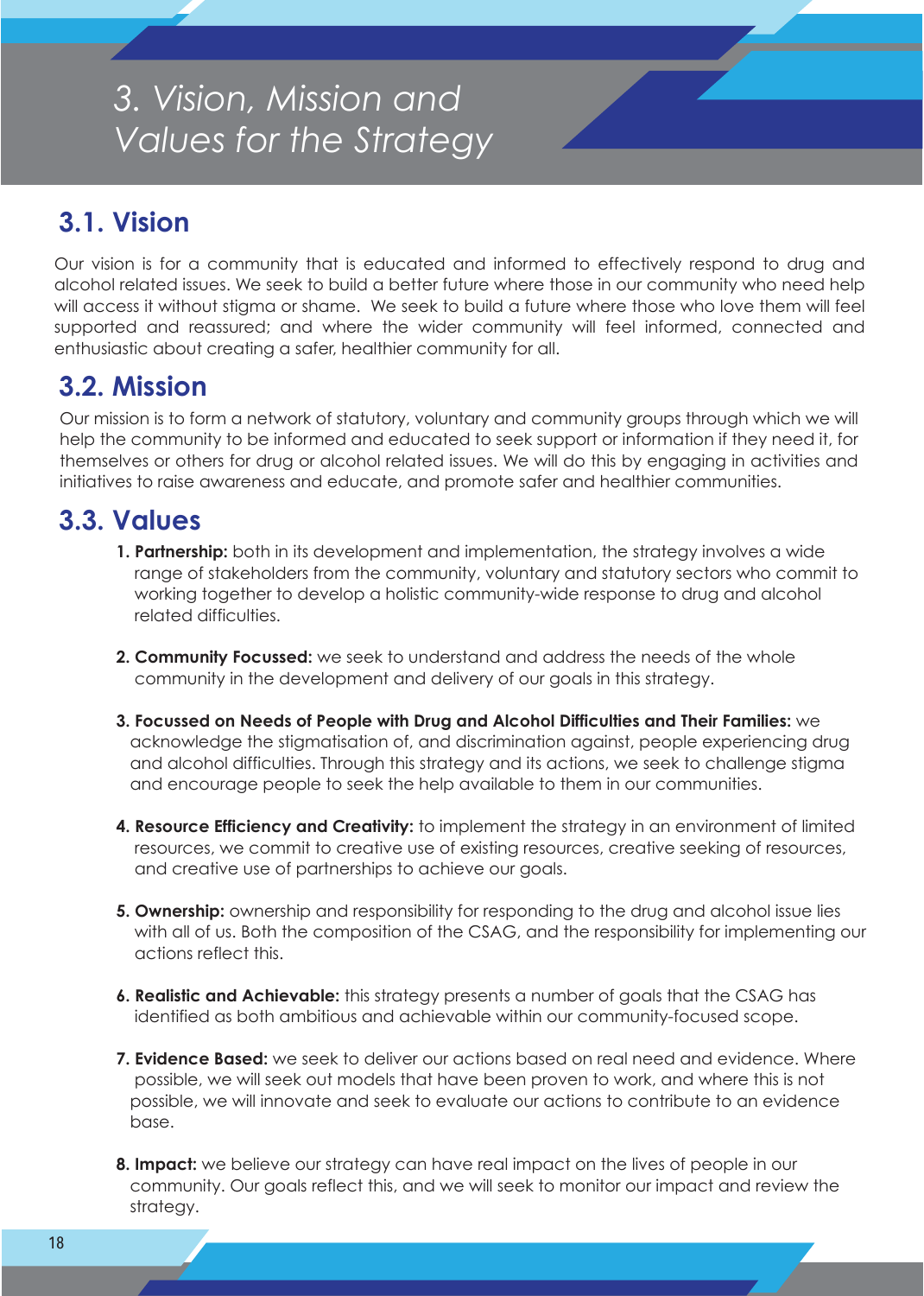# 3. Vision, Mission and Values for the Strategy

## 3.1. Vision

Our vision is for a community that is educated and informed to effectively respond to drug and alcohol related issues. We seek to build a better future where those in our community who need help will access it without stigma or shame. We seek to build a future where those who love them will feel supported and reassured; and where the wider community will feel informed, connected and enthusiastic about creating a safer, healthier community for all.

## 3.2. Mission

Our mission is to form a network of statutory, voluntary and community groups through which we will help the community to be informed and educated to seek support or information if they need it, for themselves or others for drug or alcohol related issues. We will do this by engaging in activities and initiatives to raise awareness and educate, and promote safer and healthier communities.

## 3.3. Values

1. **Partnership:** both in its development and implementation, the strategy involves a wide range of stakeholders from the community, voluntary and statutory sectors who commit to working together to develop a holistic community-wide response to drug and alcohol related difficulties.

2. **Community Focussed:** we seek to understand and address the needs of the whole community in the development and delivery of our goals in this strategy.

3. **Focussed on Needs of People with Drug and Alcohol Difficulties and Their Families:** we acknowledge the stigmatisation of, and discrimination against, people experiencing drug and alcohol difficulties. Through this strategy and its actions, we seek to challenge stigma and encourage people to seek the help available to them in our communities.

4. **Resource Efficiency and Creativity:** to implement the strategy in an environment of limited resources, we commit to creative use of existing resources, creative seeking of resources, and creative use of partnerships to achieve our goals.

5. **Ownership:** ownership and responsibility for responding to the drug and alcohol issue lies with all of us. Both the composition of the CSAG, and the responsibility for implementing our actions reflect this.

6. **Realistic and Achievable:** this strategy presents a number of goals that the CSAG has identified as both ambitious and achievable within our community-focused scope.

7. **Evidence Based:** we seek to deliver our actions based on real need and evidence. Where possible, we will seek out models that have been proven to work, and where this is not possible, we will innovate and seek to evaluate our actions to contribute to an evidence base.

8. **Impact:** we believe our strategy can have real impact on the lives of people in our community. Our goals reflect this, and we will seek to monitor our impact and review the strategy.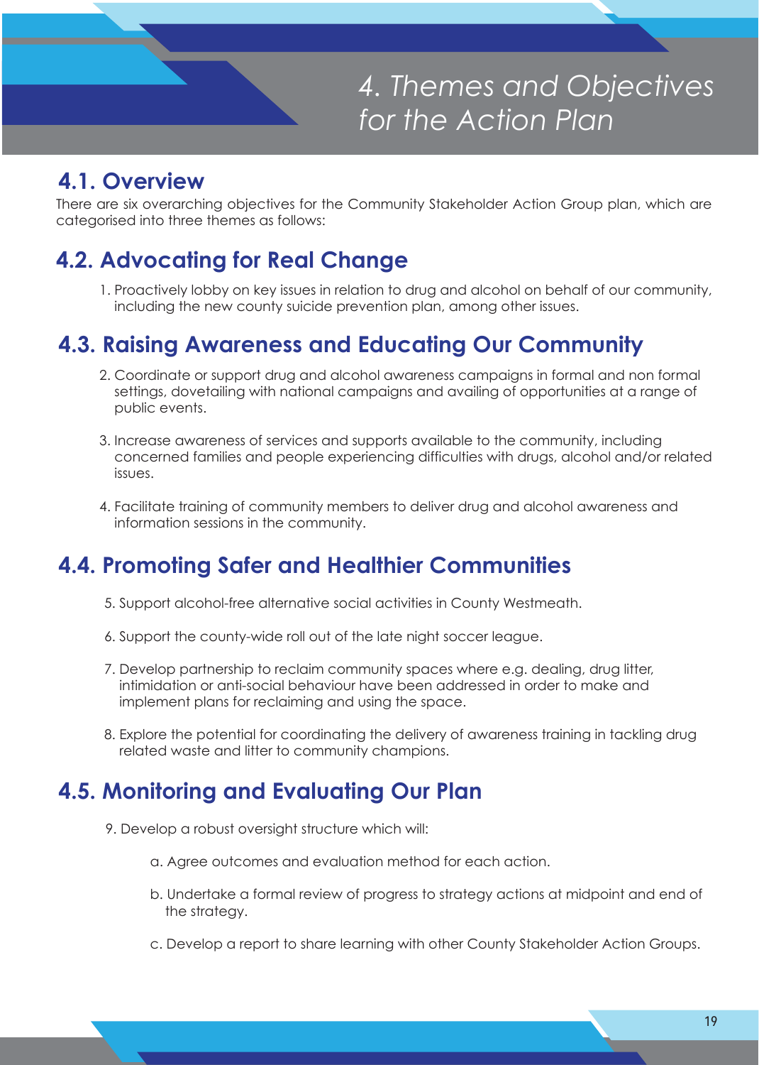# 4. Themes and Objectives for the Action Plan

## 4.1. Overview

There are six overarching objectives for the Community Stakeholder Action Group plan, which are categorised into three themes as follows:

## 4.2. Advocating for Real Change

1. Proactively lobby on key issues in relation to drug and alcohol on behalf of our community, including the new county suicide prevention plan, among other issues.

## 4.3. Raising Awareness and Educating Our Community

2. Coordinate or support drug and alcohol awareness campaigns in formal and non formal settings, dovetailing with national campaigns and availing of opportunities at a range of public events.

3. Increase awareness of services and supports available to the community, including concerned families and people experiencing difficulties with drugs, alcohol and/or related issues.

4. Facilitate training of community members to deliver drug and alcohol awareness and information sessions in the community.

## 4.4. Promoting Safer and Healthier Communities

5. Support alcohol-free alternative social activities in County Westmeath.

6. Support the county-wide roll out of the late night soccer league.

7. Develop partnership to reclaim community spaces where e.g. dealing, drug litter, intimidation or anti-social behaviour have been addressed in order to make and implement plans for reclaiming and using the space.

8. Explore the potential for coordinating the delivery of awareness training in tackling drug related waste and litter to community champions.

## 4.5. Monitoring and Evaluating Our Plan

9. Develop a robust oversight structure which will:

   a. Agree outcomes and evaluation method for each action.

   b. Undertake a formal review of progress to strategy actions at midpoint and end of the strategy.

   c. Develop a report to share learning with other County Stakeholder Action Groups.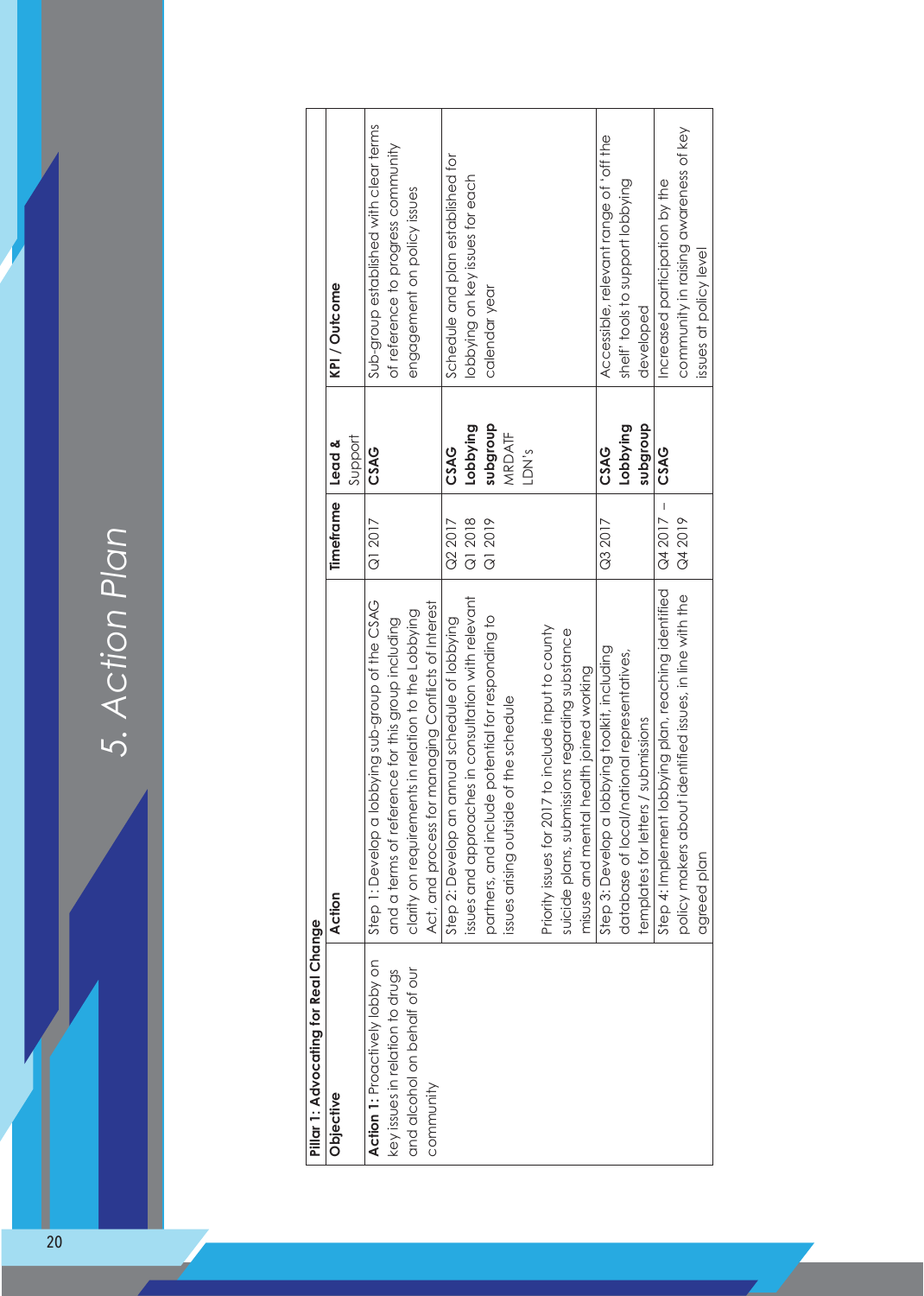# 5. Action Plan

| Pillar 1: Advocating for Real Change | | | | |
|---|---|---|---|---|
| **Objective** | **Action** | **Timeframe** | **Lead & Support** | **KPI / Outcome** |
| **Action 1:** Proactively lobby on key issues in relation to drugs and alcohol on behalf of our community | Step 1: Develop a lobbying sub-group of the CSAG and a terms of reference for this group including clarity on requirements in relation to the Lobbying Act, and process for managing Conflicts of Interest | Q1 2017 | **CSAG** | Sub-group established with clear terms of reference to progress community engagement on policy issues |
| | Step 2: Develop an annual schedule of lobbying issues and approaches in consultation with relevant partners, and include potential for responding to issues arising outside of the schedule<br><br>Priority issues for 2017 to include input to county suicide plans, submissions regarding substance misuse and mental health joined working | Q2 2017<br>Q1 2018<br>Q1 2019 | **CSAG**<br>**Lobbying subgroup**<br>MRDATF<br>LDN's | Schedule and plan established for lobbying on key issues for each calendar year |
| | Step 3: Develop a lobbying toolkit, including database of local/national representatives, templates for letters / submissions | Q3 2017 | **CSAG**<br>**Lobbying subgroup** | Accessible, relevant range of 'off the shelf' tools to support lobbying developed |
| | Step 4: Implement lobbying plan, reaching identified policy makers about identified issues, in line with the agreed plan | Q4 2017 – Q4 2019 | **CSAG** | Increased participation by the community in raising awareness of key issues at policy level |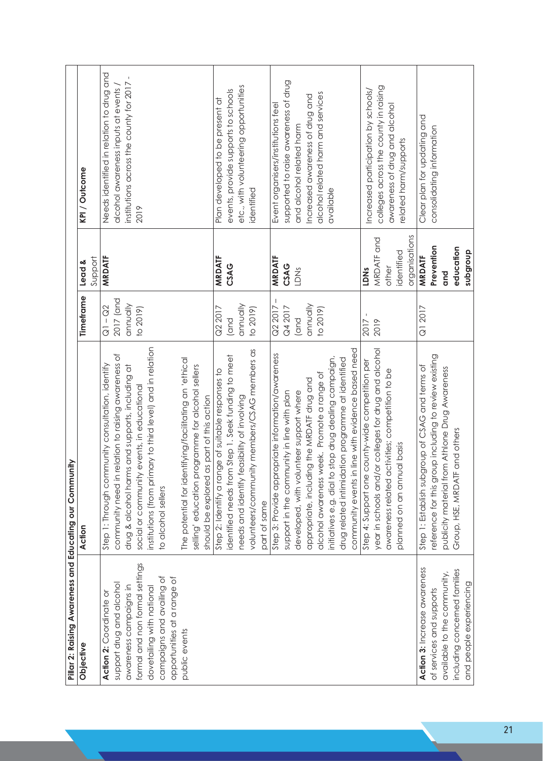| Pillar 2: Raising Awareness and Educating our Community | | | | |
|---|---|---|---|---|
| **Objective** | **Action** | **Timeframe** | **Lead & Support** | **KPI / Outcome** |
| **Action 2:** Coordinate or support drug and alcohol awareness campaigns in formal and non formal settings dovetailing with national campaigns and availing of opportunities at a range of public events | Step 1: Through community consultation, identify community need in relation to raising awareness of drug & alcohol harms and supports, including at social or community events, in educational institutions (from primary to third level) and in relation to alcohol sellers<br><br>The potential for identifying/facilitating an 'ethical selling' education programme for alcohol sellers should be explored as part of this action | Q1 – Q2 2017 (and annually to 2019) | **MRDATF** | Needs identified in relation to drug and alcohol awareness inputs at events / institutions across the county for 2017 - 2019 |
| | Step 2: Identify a range of suitable responses to identified needs from Step 1. Seek funding to meet needs and identify feasibility of involving volunteers/community members/CSAG members as part of same | Q2 2017 (and annually to 2019) | **MRDATF**<br>**CSAG** | Plan developed to be present at events, provide supports to schools etc., with volunteering opportunities identified |
| | Step 3: Provide appropriate information/awareness support in the community in line with plan developed, with volunteer support where appropriate, including the MRDATF drug and alcohol awareness week. Promote a range of initiatives e.g. dial to stop drug dealing campaign, drug related intimidation programme at identified community events in line with evidence based need | Q2 2017 – Q4 2017 (and annually to 2019) | **MRDATF**<br>**CSAG**<br>LDNs | Event organisers/institutions feel supported to raise awareness of drug and alcohol related harm<br>Increased awareness of drug and alcohol related harm and services available |
| | Step 4: Support one county-wide competition per year in schools and/or colleges for drug and alcohol awareness related activities; competition to be planned on an annual basis | 2017 - 2019 | **LDNs**<br>MRDATF and other identified organisations | Increased participation by schools/ colleges across the county in raising awareness of drug and alcohol related harm/supports |
| **Action 3:** Increase awareness of services and supports available to the community, including concerned families and people experiencing | Step 1: Establish subgroup of CSAG and terms of reference for this group including to review existing publicity material from Athlone Drug Awareness Group, HSE, MRDATF and others | Q1 2017 | **MRDATF Prevention and education subgroup** | Clear plan for updating and consolidating information |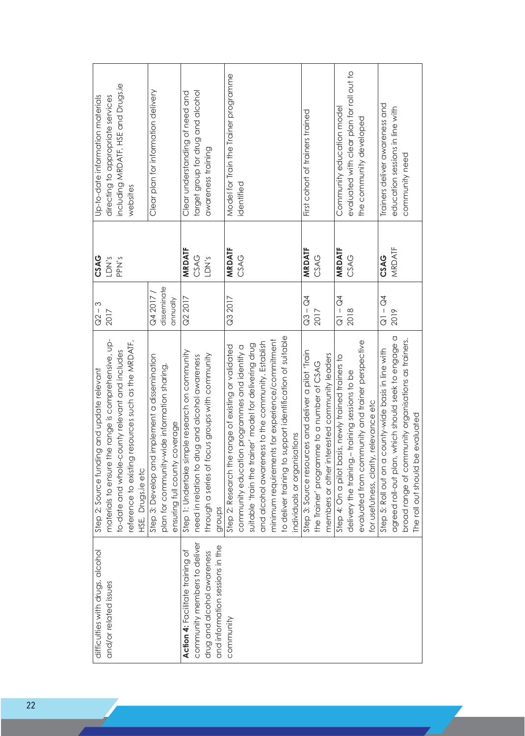| | | | | |
|---|---|---|---|---|
| difficulties with drugs, alcohol and/or related issues | Step 2: Source funding and update relevant materials to ensure the range is comprehensive, up-to-date and whole-county relevant and includes reference to existing resources such as the MRDATF, HSE, Drugs.ie etc | Q2 – 3 2017 | **CSAG** LDN's PPN's | Up-to-date information materials directing to appropriate services including MRDATF, HSE and Drugs.ie websites |
| | Step 3: Develop and implement a dissemination plan for community-wide information sharing, ensuring full county coverage | Q4 2017 / disseminate annually | | Clear plan for information delivery |
| **Action 4:** Facilitate training of community members to deliver drug and alcohol awareness and information sessions in the community | Step 1: Undertake simple research on community need in relation to drug and alcohol awareness through a series of focus groups with community groups | Q2 2017 | **MRDATF** CSAG LDN's | Clear understanding of need and target group for drug and alcohol awareness training |
| | Step 2: Research the range of existing or validated community education programmes and identify a suitable 'train the trainer' model for delivering drug and alcohol awareness to the community. Establish minimum requirements for experience/commitment to deliver training to support identification of suitable individuals or organisations | Q3 2017 | **MRDATF** CSAG | Model for Train the Trainer programme identified |
| | Step 3: Source resources and deliver a pilot 'Train the Trainer' programme to a number of CSAG members or other interested community leaders | Q3 – Q4 2017 | **MRDATF** CSAG | First cohort of trainers trained |
| | Step 4: On a pilot basis, newly trained trainers to delivery the training,- training sessions to be evaluated from community and trainer perspective for usefulness, clarity, relevance etc | Q1 – Q4 2018 | **MRDATF** CSAG | Community education model evaluated with clear plan for roll out to the community developed |
| | Step 5: Roll out on a county-wide basis in line with agreed roll-out plan, which should seek to engage a broad range of community organisations as trainers. The roll out should be evaluated | Q1 – Q4 2019 | **CSAG** MRDATF | Trainers deliver awareness and education sessions in line with community need |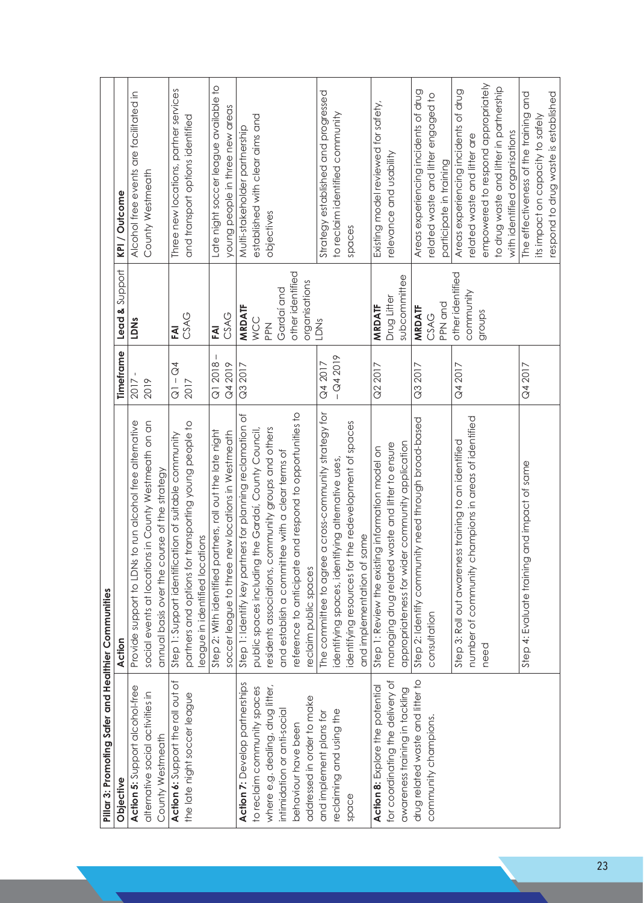| Pillar 3: Promoting Safer and Healthier Communities | | | | |
|---|---|---|---|---|
| **Objective** | **Action** | **Timeframe** | **Lead & Support** | **KPI / Outcome** |
| **Action 5:** Support alcohol-free alternative social activities in County Westmeath | Provide support to LDNs to run alcohol free alternative social events at locations in County Westmeath on an annual basis over the course of the strategy | 2017 - 2019 | **LDNs** | Alcohol free events are facilitated in County Westmeath |
| **Action 6:** Support the roll out of the late night soccer league | Step 1: Support identification of suitable community partners and options for transporting young people to league in identified locations | Q1 – Q4 2017 | **FAI** CSAG | Three new locations, partner services and transport options identified |
| | Step 2: With identified partners, roll out the late night soccer league to three new locations in Westmeath | Q1 2018 – Q4 2019 | **FAI** CSAG | Late night soccer league available to young people in three new areas |
| **Action 7:** Develop partnerships to reclaim community spaces where e.g. dealing, drug litter, intimidation or anti-social behaviour have been addressed in order to make and implement plans for reclaiming and using the space | Step 1: Identify key partners for planning reclamation of public spaces including the Gardaí, County Council, residents associations, community groups and others and establish a committee with a clear terms of reference to anticipate and respond to opportunities to reclaim public spaces | Q3 2017 | **MRDATF** WCC PPN Gardaí and other identified organisations | Multi-stakeholder partnership established with clear aims and objectives |
| | The committee to agree a cross-community strategy for identifying spaces, identifying alternative uses, identifying resources for the redevelopment of spaces and implementation of same | Q4 2017 – Q4 2019 | LDNs | Strategy established and progressed to reclaim identified community spaces |
| **Action 8:** Explore the potential for coordinating the delivery of awareness training in tackling drug related waste and litter to community champions. | Step 1: Review the existing information model on managing drug related waste and litter to ensure appropriateness for wider community application | Q2 2017 | **MRDATF** Drug Litter subcommittee | Existing model reviewed for safety, relevance and usability |
| | Step 2: Identify community need through broad-based consultation | Q3 2017 | **MRDATF** CSAG PPN and other identified community groups | Areas experiencing incidents of drug related waste and litter engaged to participate in training |
| | Step 3: Roll out awareness training to an identified number of community champions in areas of identified need | Q4 2017 | | Areas experiencing incidents of drug related waste and litter are empowered to respond appropriately to drug waste and litter in partnership with identified organisations |
| | Step 4: Evaluate training and impact of same | Q4 2017 | | The effectiveness of the training and its impact on capacity to safely respond to drug waste is established |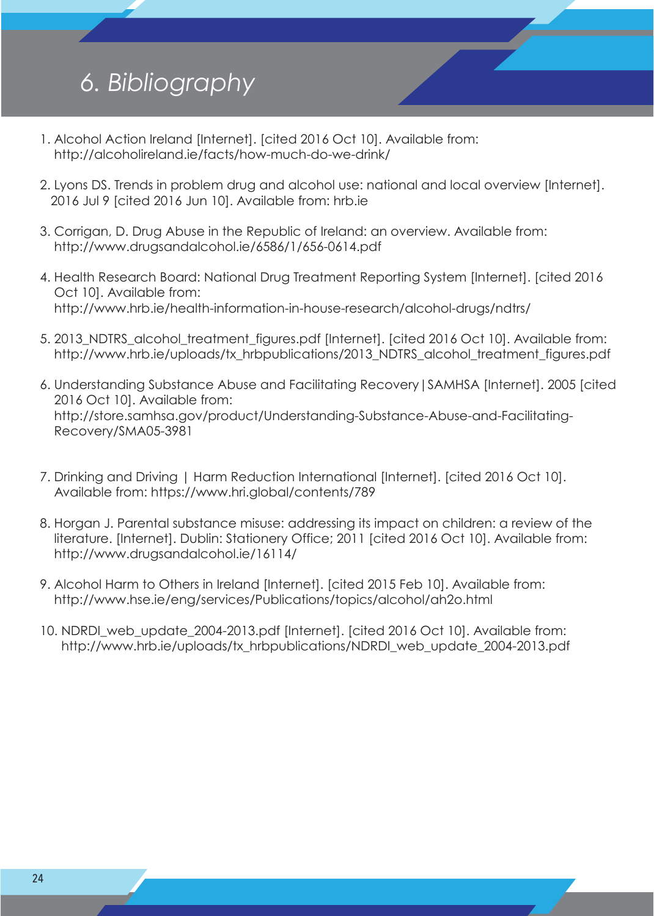# 6. Bibliography

1. Alcohol Action Ireland [Internet]. [cited 2016 Oct 10]. Available from: http://alcoholireland.ie/facts/how-much-do-we-drink/

2. Lyons DS. Trends in problem drug and alcohol use: national and local overview [Internet]. 2016 Jul 9 [cited 2016 Jun 10]. Available from: hrb.ie

3. Corrigan, D. Drug Abuse in the Republic of Ireland: an overview. Available from: http://www.drugsandalcohol.ie/6586/1/656-0614.pdf

4. Health Research Board: National Drug Treatment Reporting System [Internet]. [cited 2016 Oct 10]. Available from: http://www.hrb.ie/health-information-in-house-research/alcohol-drugs/ndtrs/

5. 2013_NDTRS_alcohol_treatment_figures.pdf [Internet]. [cited 2016 Oct 10]. Available from: http://www.hrb.ie/uploads/tx_hrbpublications/2013_NDTRS_alcohol_treatment_figures.pdf

6. Understanding Substance Abuse and Facilitating Recovery | SAMHSA [Internet]. 2005 [cited 2016 Oct 10]. Available from: http://store.samhsa.gov/product/Understanding-Substance-Abuse-and-Facilitating-Recovery/SMA05-3981

7. Drinking and Driving | Harm Reduction International [Internet]. [cited 2016 Oct 10]. Available from: https://www.hri.global/contents/789

8. Horgan J. Parental substance misuse: addressing its impact on children: a review of the literature. [Internet]. Dublin: Stationery Office; 2011 [cited 2016 Oct 10]. Available from: http://www.drugsandalcohol.ie/16114/

9. Alcohol Harm to Others in Ireland [Internet]. [cited 2015 Feb 10]. Available from: http://www.hse.ie/eng/services/Publications/topics/alcohol/ah2o.html

10. NDRDI_web_update_2004-2013.pdf [Internet]. [cited 2016 Oct 10]. Available from: http://www.hrb.ie/uploads/tx_hrbpublications/NDRDI_web_update_2004-2013.pdf